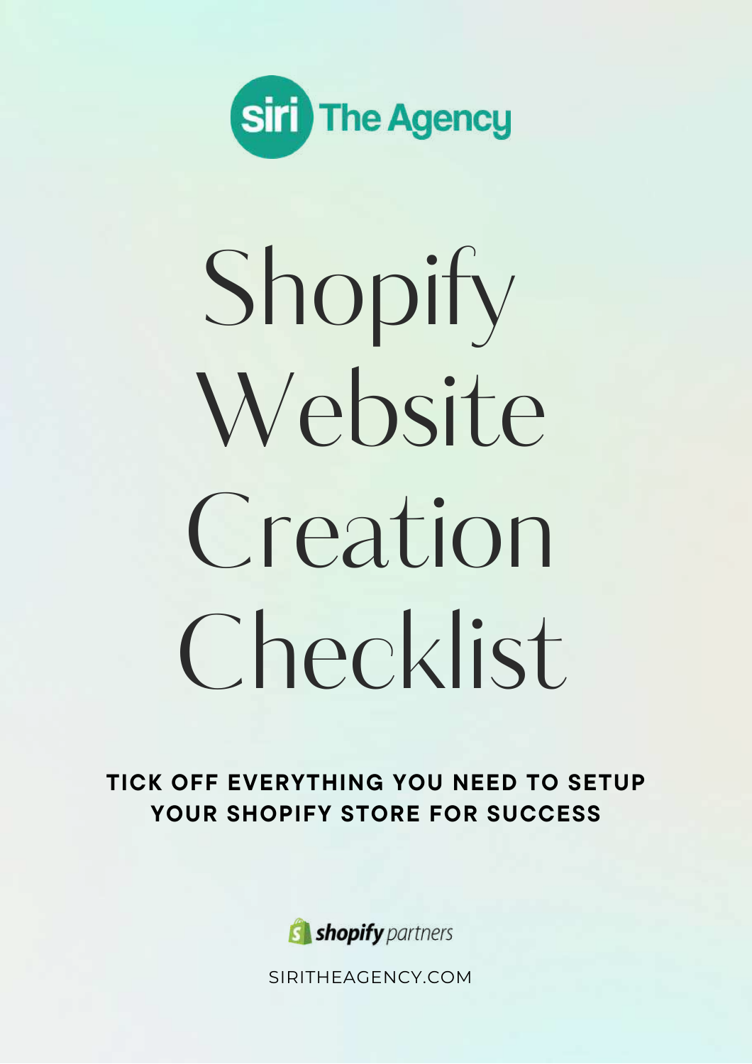siri The Agency

# Shopify Website Creation Checklist

**TICK OFF EVERYTHING YOU NEED TO SETUP YOUR SHOPIFY STORE FOR SUCCESS**

shopify partners

SIRITHEAGENCY.COM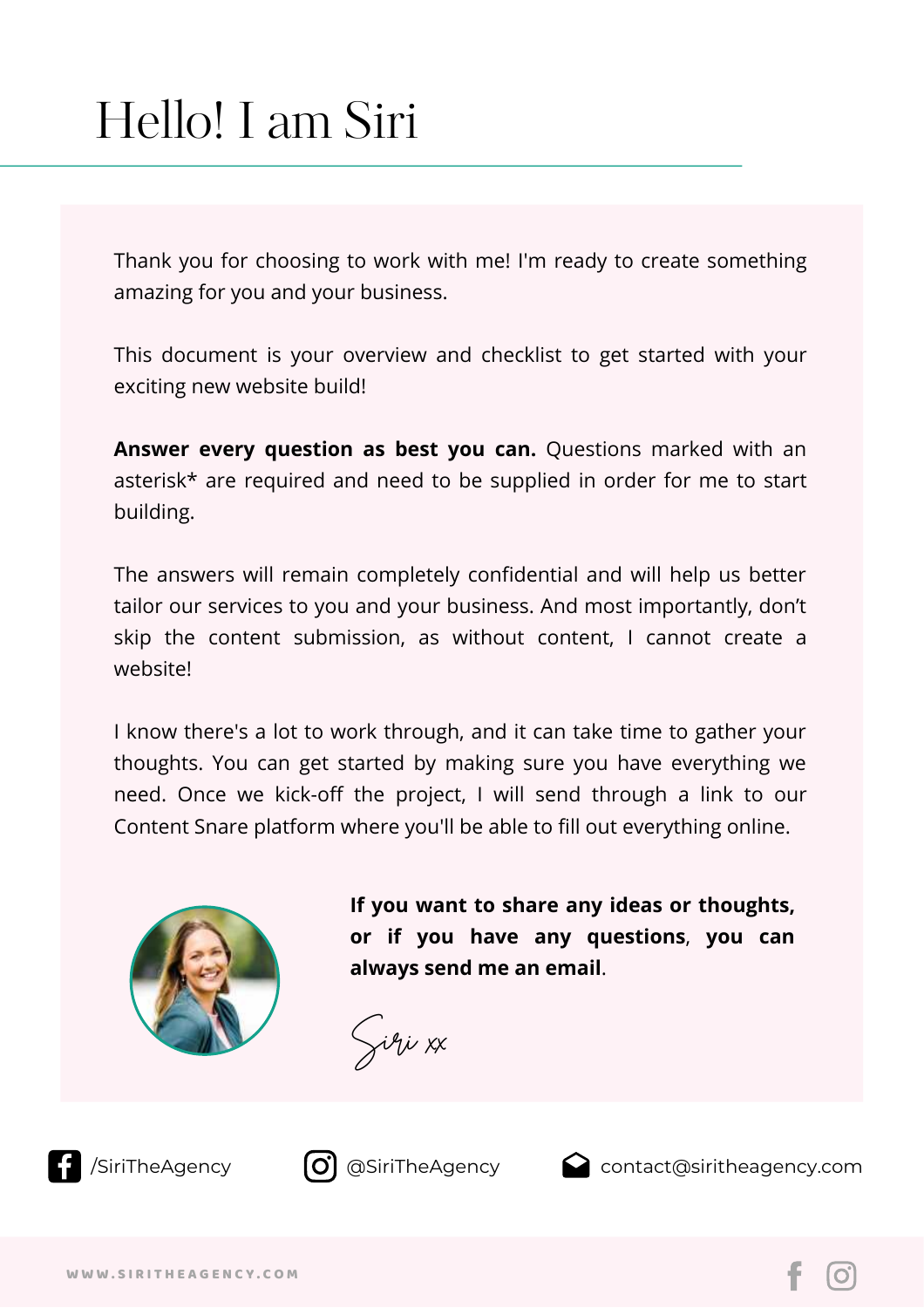# Hello! I am Siri

Thank you for choosing to work with me! I'm ready to create something amazing for you and your business.

This document is your overview and checklist to get started with your exciting new website build!

**Answer every question as best you can.** Questions marked with an asterisk* are required and need to be supplied in order for me to start building.

The answers will remain completely confidential and will help us better tailor our services to you and your business. And most importantly, don't skip the content submission, as without content, I cannot create a website!

I know there's a lot to work through, and it can take time to gather your thoughts. You can get started by making sure you have everything we need. Once we kick-off the project, I will send through a link to our Content Snare platform where you'll be able to fill out everything online.

**If you want to share any ideas or thoughts, or if you have any questions, you can always send me an email.**

Siri xx

/SiriTheAgency

@SiriTheAgency

contact@siritheagency.com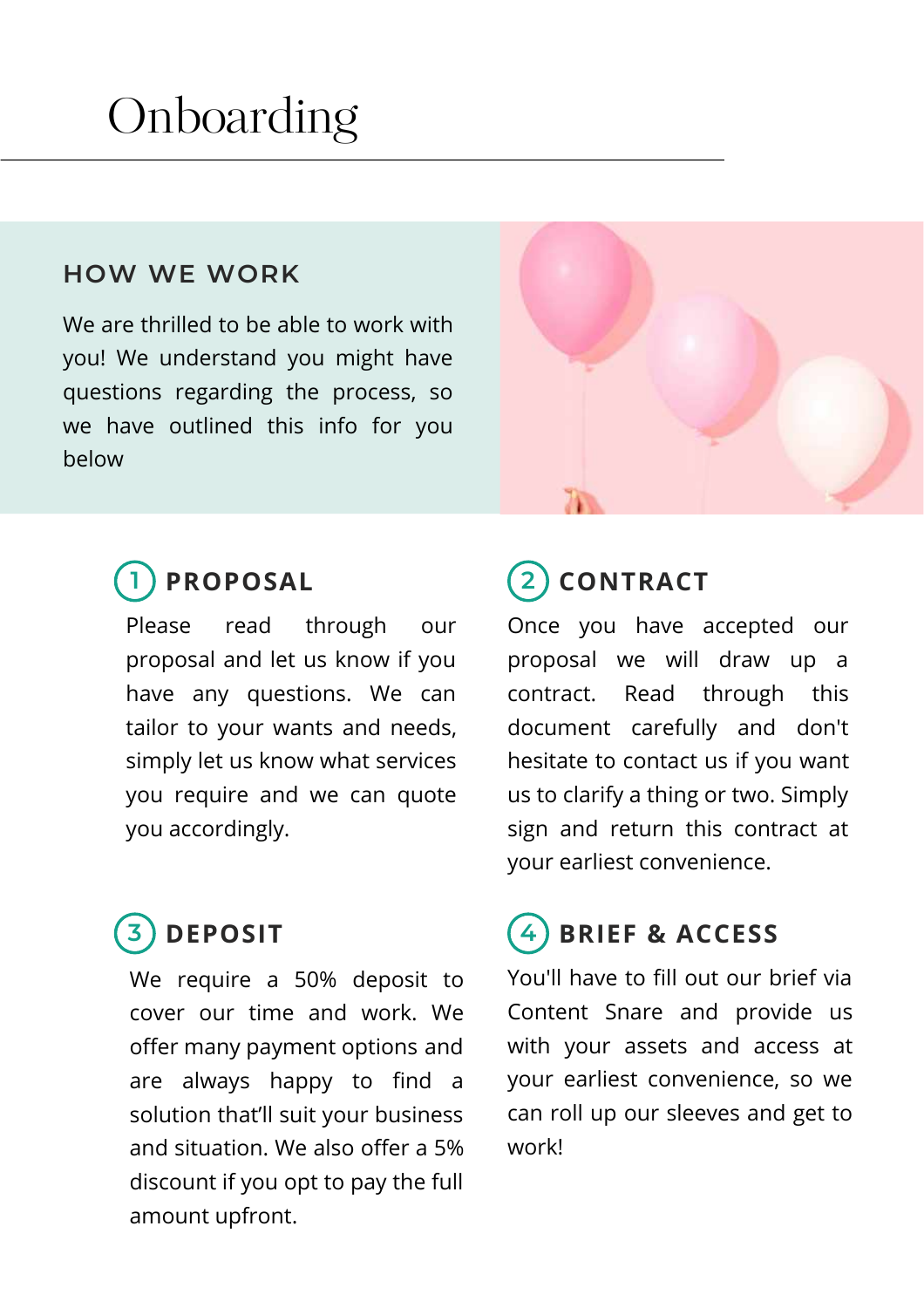# Onboarding

## HOW WE WORK

We are thrilled to be able to work with you! We understand you might have questions regarding the process, so we have outlined this info for you below

### 1 PROPOSAL

Please read through our proposal and let us know if you have any questions. We can tailor to your wants and needs, simply let us know what services you require and we can quote you accordingly.

### 2 CONTRACT

Once you have accepted our proposal we will draw up a contract. Read through this document carefully and don't hesitate to contact us if you want us to clarify a thing or two. Simply sign and return this contract at your earliest convenience.

### 3 DEPOSIT

We require a 50% deposit to cover our time and work. We offer many payment options and are always happy to find a solution that'll suit your business and situation. We also offer a 5% discount if you opt to pay the full amount upfront.

### 4 BRIEF & ACCESS

You'll have to fill out our brief via Content Snare and provide us with your assets and access at your earliest convenience, so we can roll up our sleeves and get to work!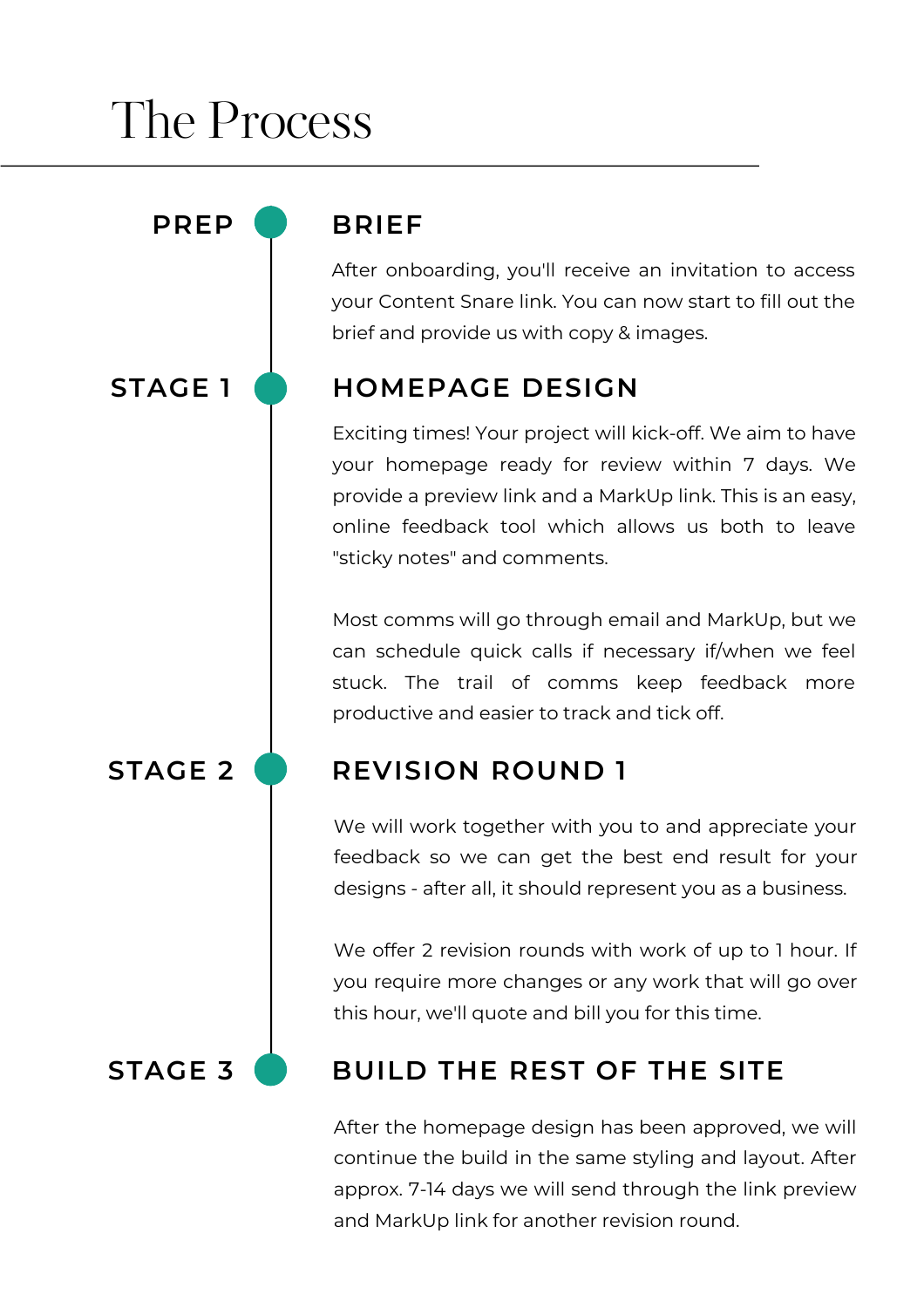# The Process

## PREP — BRIEF

After onboarding, you'll receive an invitation to access your Content Snare link. You can now start to fill out the brief and provide us with copy & images.

## STAGE 1 — HOMEPAGE DESIGN

Exciting times! Your project will kick-off. We aim to have your homepage ready for review within 7 days. We provide a preview link and a MarkUp link. This is an easy, online feedback tool which allows us both to leave "sticky notes" and comments.

Most comms will go through email and MarkUp, but we can schedule quick calls if necessary if/when we feel stuck. The trail of comms keep feedback more productive and easier to track and tick off.

## STAGE 2 — REVISION ROUND 1

We will work together with you to and appreciate your feedback so we can get the best end result for your designs - after all, it should represent you as a business.

We offer 2 revision rounds with work of up to 1 hour. If you require more changes or any work that will go over this hour, we'll quote and bill you for this time.

## STAGE 3 — BUILD THE REST OF THE SITE

After the homepage design has been approved, we will continue the build in the same styling and layout. After approx. 7-14 days we will send through the link preview and MarkUp link for another revision round.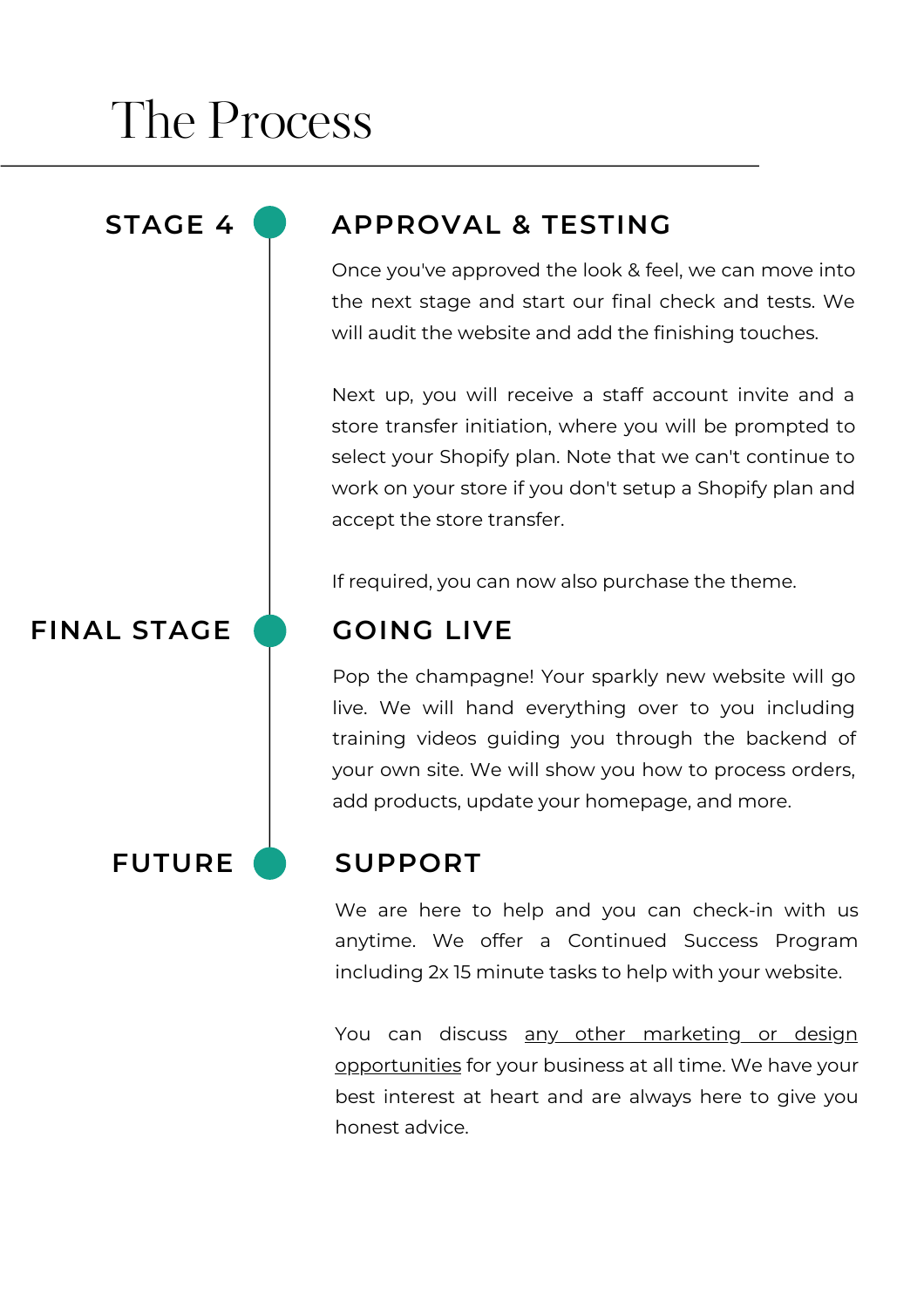# The Process

## STAGE 4 — APPROVAL & TESTING

Once you've approved the look & feel, we can move into the next stage and start our final check and tests. We will audit the website and add the finishing touches.

Next up, you will receive a staff account invite and a store transfer initiation, where you will be prompted to select your Shopify plan. Note that we can't continue to work on your store if you don't setup a Shopify plan and accept the store transfer.

If required, you can now also purchase the theme.

## FINAL STAGE — GOING LIVE

Pop the champagne! Your sparkly new website will go live. We will hand everything over to you including training videos guiding you through the backend of your own site. We will show you how to process orders, add products, update your homepage, and more.

## FUTURE — SUPPORT

We are here to help and you can check-in with us anytime. We offer a Continued Success Program including 2x 15 minute tasks to help with your website.

You can discuss <u>any other marketing or design opportunities</u> for your business at all time. We have your best interest at heart and are always here to give you honest advice.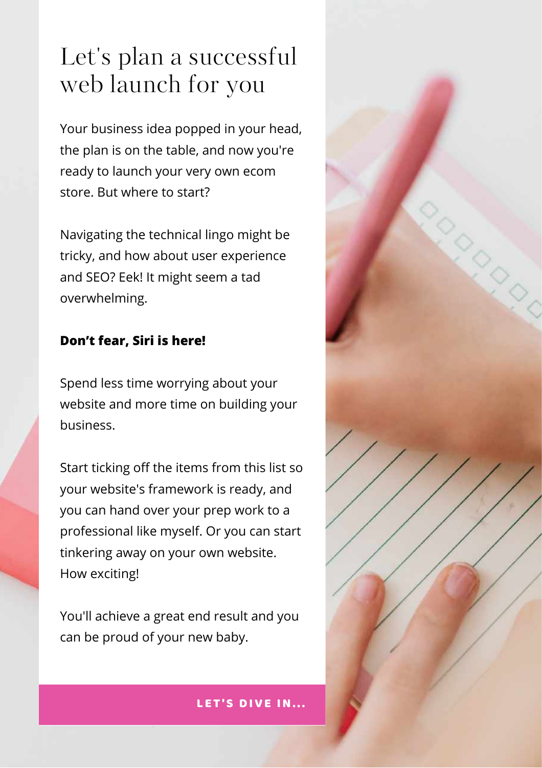# Let's plan a successful web launch for you

Your business idea popped in your head, the plan is on the table, and now you're ready to launch your very own ecom store. But where to start?

Navigating the technical lingo might be tricky, and how about user experience and SEO? Eek! It might seem a tad overwhelming.

**Don't fear, Siri is here!**

Spend less time worrying about your website and more time on building your business.

Start ticking off the items from this list so your website's framework is ready, and you can hand over your prep work to a professional like myself. Or you can start tinkering away on your own website. How exciting!

You'll achieve a great end result and you can be proud of your new baby.

**LET'S DIVE IN...**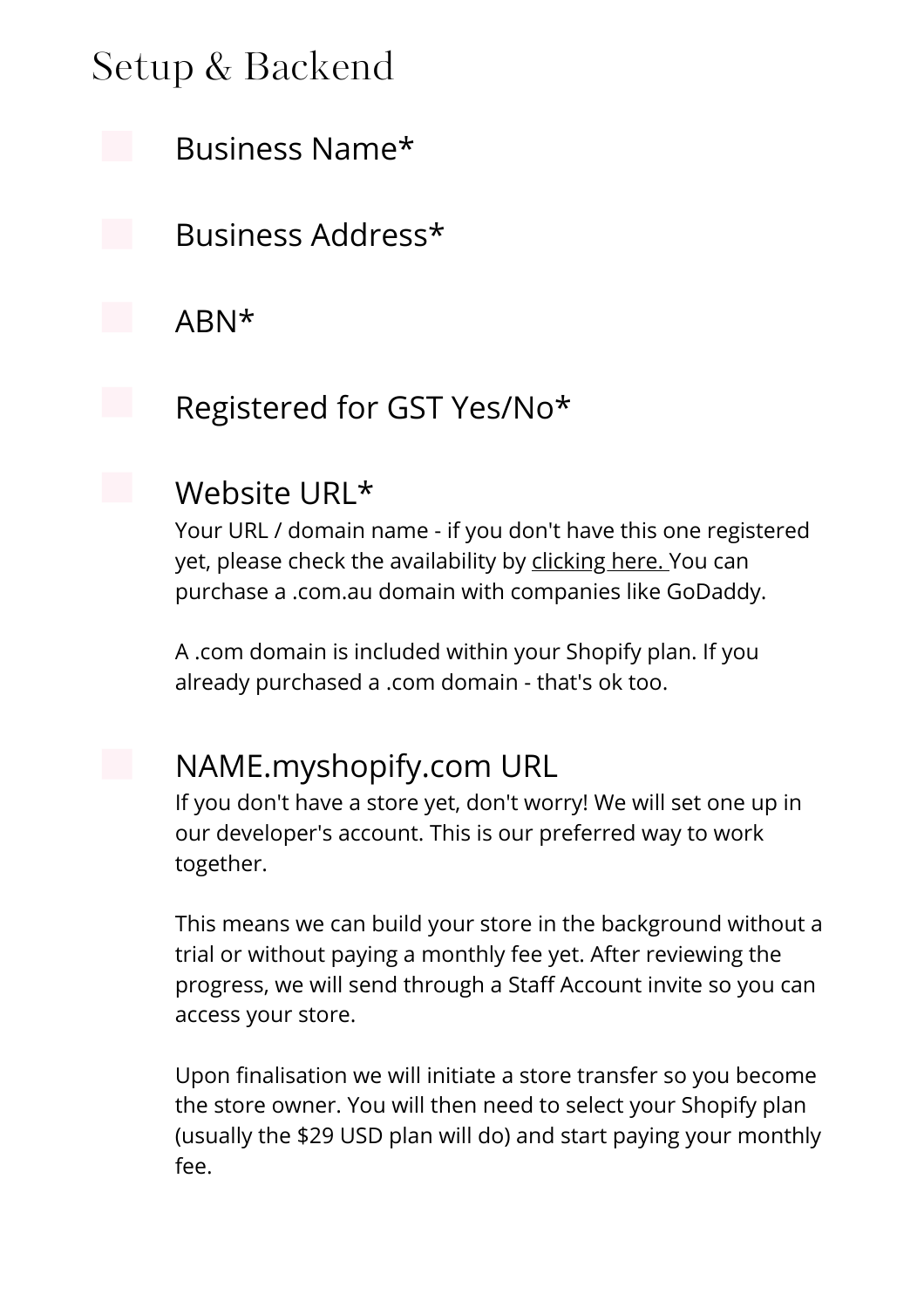# Setup & Backend

- [ ] Business Name*

- [ ] Business Address*

- [ ] ABN*

- [ ] Registered for GST Yes/No*

- [ ] Website URL*

  Your URL / domain name - if you don't have this one registered yet, please check the availability by clicking here. You can purchase a .com.au domain with companies like GoDaddy.

  A .com domain is included within your Shopify plan. If you already purchased a .com domain - that's ok too.

- [ ] NAME.myshopify.com URL

  If you don't have a store yet, don't worry! We will set one up in our developer's account. This is our preferred way to work together.

  This means we can build your store in the background without a trial or without paying a monthly fee yet. After reviewing the progress, we will send through a Staff Account invite so you can access your store.

  Upon finalisation we will initiate a store transfer so you become the store owner. You will then need to select your Shopify plan (usually the $29 USD plan will do) and start paying your monthly fee.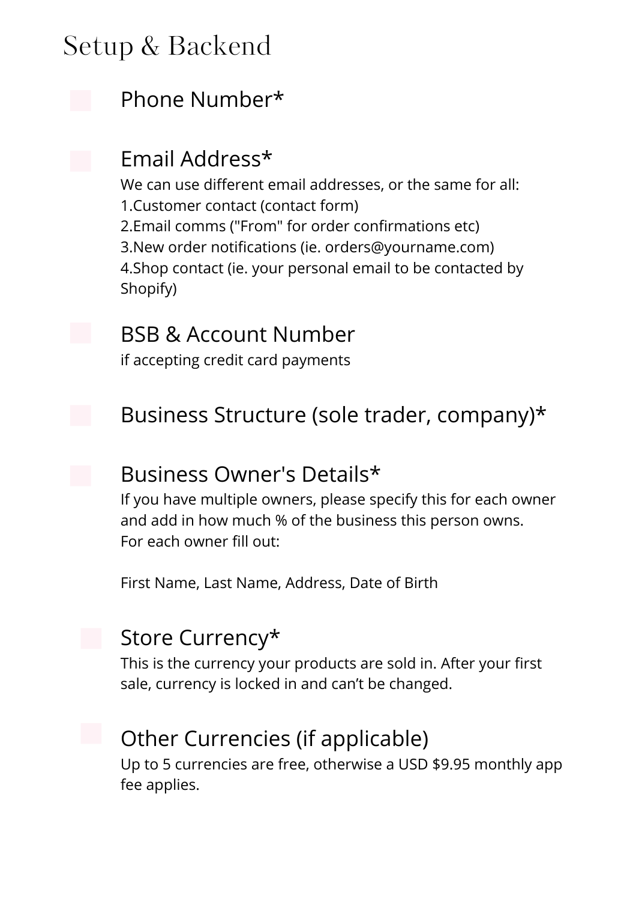# Setup & Backend

- [ ] Phone Number*

- [ ] Email Address*

  We can use different email addresses, or the same for all:
  1. Customer contact (contact form)
  2. Email comms ("From" for order confirmations etc)
  3. New order notifications (ie. orders@yourname.com)
  4. Shop contact (ie. your personal email to be contacted by Shopify)

- [ ] BSB & Account Number

  if accepting credit card payments

- [ ] Business Structure (sole trader, company)*

- [ ] Business Owner's Details*

  If you have multiple owners, please specify this for each owner and add in how much % of the business this person owns.
  For each owner fill out:

  First Name, Last Name, Address, Date of Birth

- [ ] Store Currency*

  This is the currency your products are sold in. After your first sale, currency is locked in and can’t be changed.

- [ ] Other Currencies (if applicable)

  Up to 5 currencies are free, otherwise a USD $9.95 monthly app fee applies.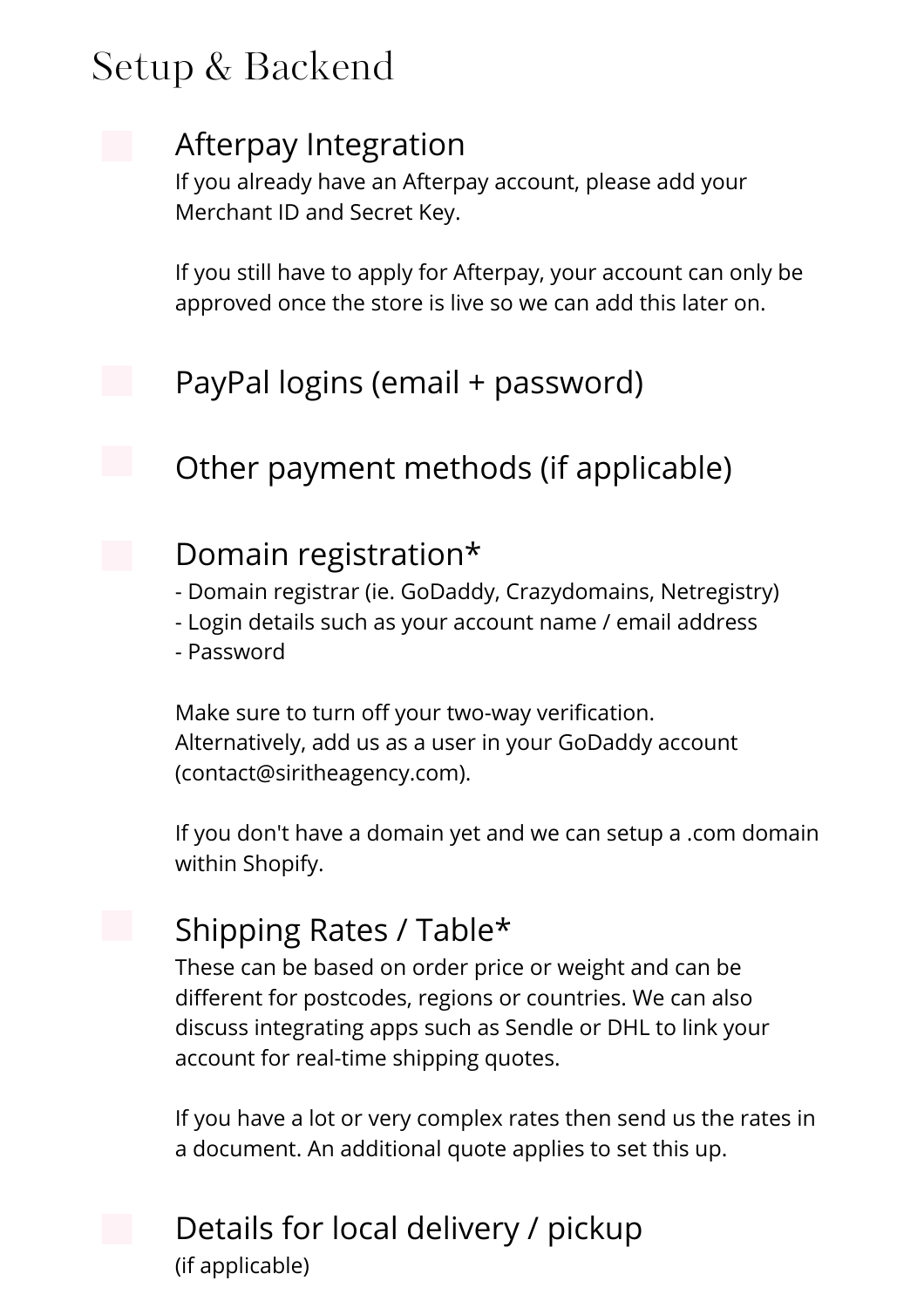# Setup & Backend

- [ ] **Afterpay Integration**

  If you already have an Afterpay account, please add your Merchant ID and Secret Key.

  If you still have to apply for Afterpay, your account can only be approved once the store is live so we can add this later on.

- [ ] **PayPal logins (email + password)**

- [ ] **Other payment methods (if applicable)**

- [ ] **Domain registration***

  - Domain registrar (ie. GoDaddy, Crazydomains, Netregistry)
  - Login details such as your account name / email address
  - Password

  Make sure to turn off your two-way verification.
  Alternatively, add us as a user in your GoDaddy account (contact@siritheagency.com).

  If you don't have a domain yet and we can setup a .com domain within Shopify.

- [ ] **Shipping Rates / Table***

  These can be based on order price or weight and can be different for postcodes, regions or countries. We can also discuss integrating apps such as Sendle or DHL to link your account for real-time shipping quotes.

  If you have a lot or very complex rates then send us the rates in a document. An additional quote applies to set this up.

- [ ] **Details for local delivery / pickup**

  (if applicable)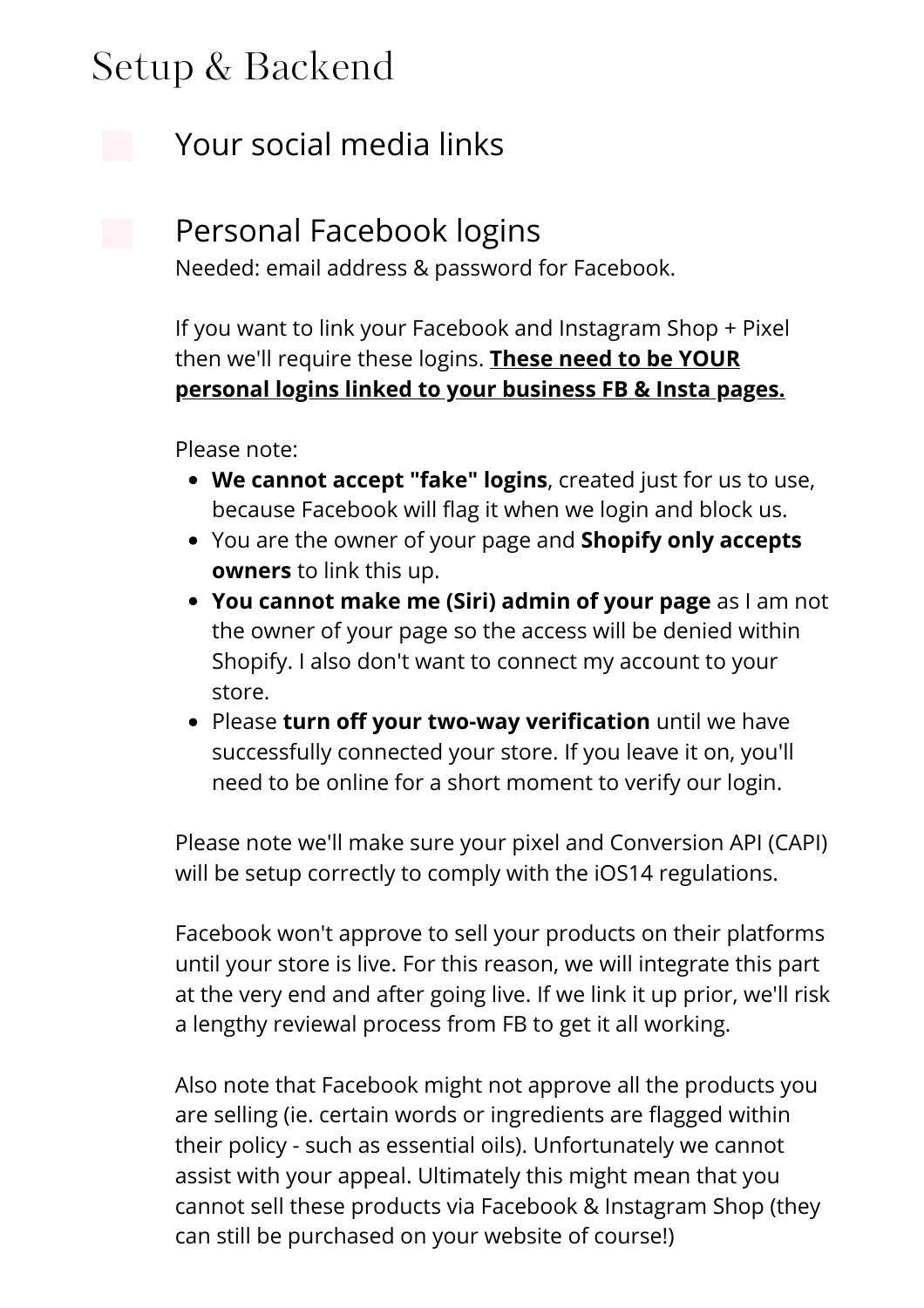# Setup & Backend

- [ ] Your social media links

- [ ] Personal Facebook logins

Needed: email address & password for Facebook.

If you want to link your Facebook and Instagram Shop + Pixel then we'll require these logins. <u>**These need to be YOUR personal logins linked to your business FB & Insta pages.**</u>

Please note:

- **We cannot accept "fake" logins**, created just for us to use, because Facebook will flag it when we login and block us.
- You are the owner of your page and **Shopify only accepts owners** to link this up.
- **You cannot make me (Siri) admin of your page** as I am not the owner of your page so the access will be denied within Shopify. I also don't want to connect my account to your store.
- Please **turn off your two-way verification** until we have successfully connected your store. If you leave it on, you'll need to be online for a short moment to verify our login.

Please note we'll make sure your pixel and Conversion API (CAPI) will be setup correctly to comply with the iOS14 regulations.

Facebook won't approve to sell your products on their platforms until your store is live. For this reason, we will integrate this part at the very end and after going live. If we link it up prior, we'll risk a lengthy reviewal process from FB to get it all working.

Also note that Facebook might not approve all the products you are selling (ie. certain words or ingredients are flagged within their policy - such as essential oils). Unfortunately we cannot assist with your appeal. Ultimately this might mean that you cannot sell these products via Facebook & Instagram Shop (they can still be purchased on your website of course!)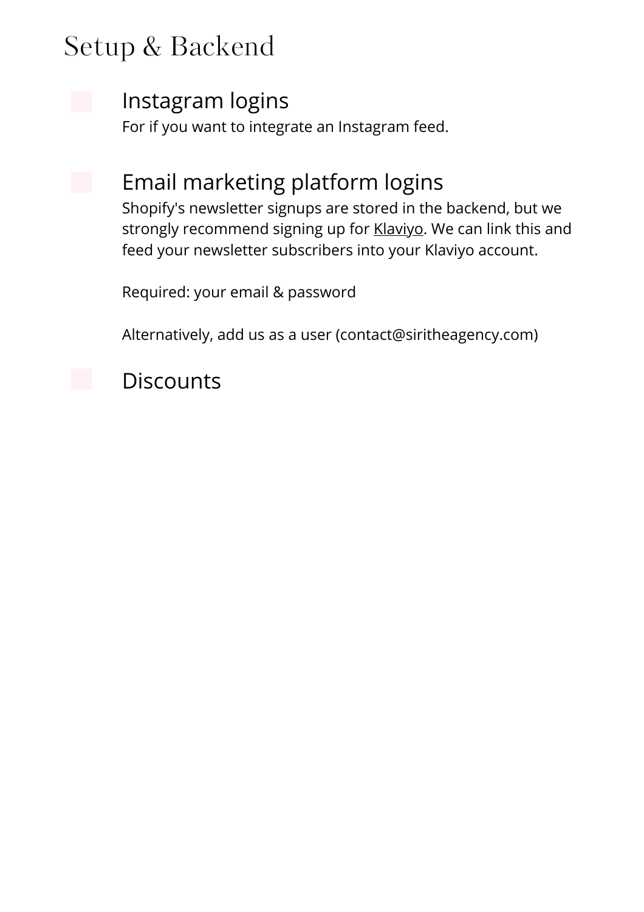# Setup & Backend

- [ ] **Instagram logins**

  For if you want to integrate an Instagram feed.

- [ ] **Email marketing platform logins**

  Shopify's newsletter signups are stored in the backend, but we strongly recommend signing up for Klaviyo. We can link this and feed your newsletter subscribers into your Klaviyo account.

  Required: your email & password

  Alternatively, add us as a user (contact@siritheagency.com)

- [ ] **Discounts**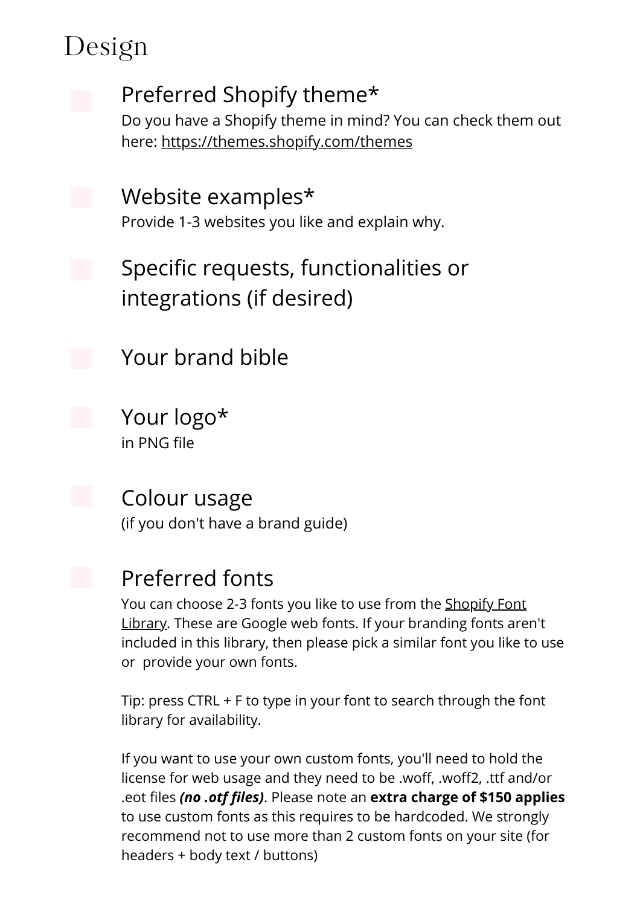# Design

- [ ] **Preferred Shopify theme***
  Do you have a Shopify theme in mind? You can check them out here: https://themes.shopify.com/themes

- [ ] **Website examples***
  Provide 1-3 websites you like and explain why.

- [ ] **Specific requests, functionalities or integrations (if desired)**

- [ ] **Your brand bible**

- [ ] **Your logo***
  in PNG file

- [ ] **Colour usage**
  (if you don't have a brand guide)

- [ ] **Preferred fonts**
  You can choose 2-3 fonts you like to use from the Shopify Font Library. These are Google web fonts. If your branding fonts aren't included in this library, then please pick a similar font you like to use or provide your own fonts.

  Tip: press CTRL + F to type in your font to search through the font library for availability.

  If you want to use your own custom fonts, you'll need to hold the license for web usage and they need to be .woff, .woff2, .ttf and/or .eot files ***(no .otf files)***. Please note an **extra charge of $150 applies** to use custom fonts as this requires to be hardcoded. We strongly recommend not to use more than 2 custom fonts on your site (for headers + body text / buttons)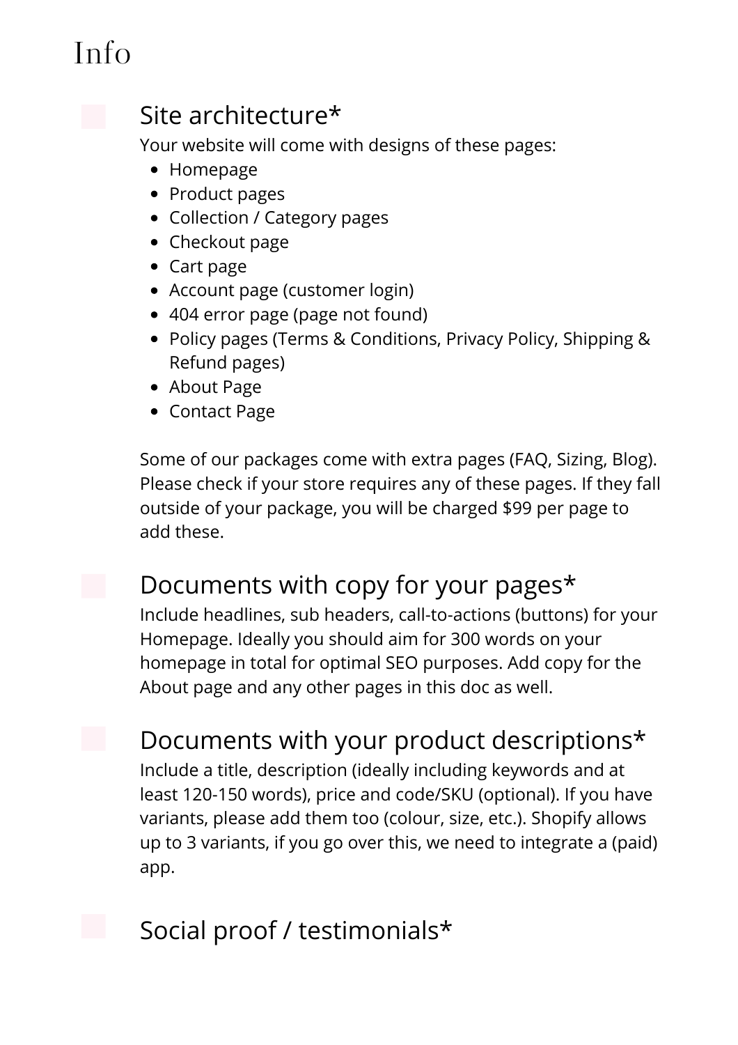# Info

## Site architecture*

Your website will come with designs of these pages:

- Homepage
- Product pages
- Collection / Category pages
- Checkout page
- Cart page
- Account page (customer login)
- 404 error page (page not found)
- Policy pages (Terms & Conditions, Privacy Policy, Shipping & Refund pages)
- About Page
- Contact Page

Some of our packages come with extra pages (FAQ, Sizing, Blog). Please check if your store requires any of these pages. If they fall outside of your package, you will be charged $99 per page to add these.

## Documents with copy for your pages*

Include headlines, sub headers, call-to-actions (buttons) for your Homepage. Ideally you should aim for 300 words on your homepage in total for optimal SEO purposes. Add copy for the About page and any other pages in this doc as well.

## Documents with your product descriptions*

Include a title, description (ideally including keywords and at least 120-150 words), price and code/SKU (optional). If you have variants, please add them too (colour, size, etc.). Shopify allows up to 3 variants, if you go over this, we need to integrate a (paid) app.

## Social proof / testimonials*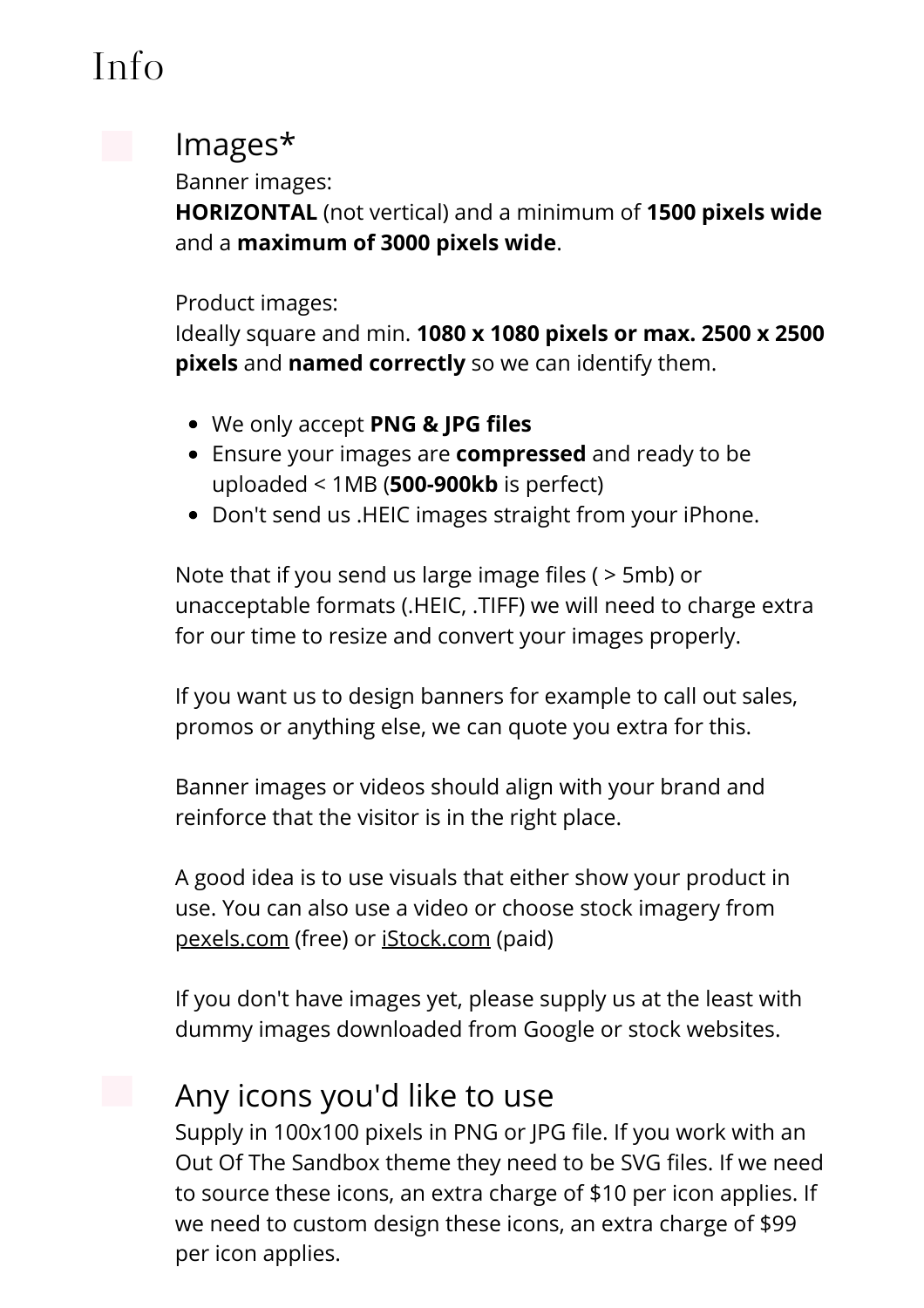# Info

## Images*

Banner images:
**HORIZONTAL** (not vertical) and a minimum of **1500 pixels wide** and a **maximum of 3000 pixels wide**.

Product images:
Ideally square and min. **1080 x 1080 pixels or max. 2500 x 2500 pixels** and **named correctly** so we can identify them.

- We only accept **PNG & JPG files**
- Ensure your images are **compressed** and ready to be uploaded < 1MB (**500-900kb** is perfect)
- Don't send us .HEIC images straight from your iPhone.

Note that if you send us large image files ( > 5mb) or unacceptable formats (.HEIC, .TIFF) we will need to charge extra for our time to resize and convert your images properly.

If you want us to design banners for example to call out sales, promos or anything else, we can quote you extra for this.

Banner images or videos should align with your brand and reinforce that the visitor is in the right place.

A good idea is to use visuals that either show your product in use. You can also use a video or choose stock imagery from pexels.com (free) or iStock.com (paid)

If you don't have images yet, please supply us at the least with dummy images downloaded from Google or stock websites.

## Any icons you'd like to use

Supply in 100x100 pixels in PNG or JPG file. If you work with an Out Of The Sandbox theme they need to be SVG files. If we need to source these icons, an extra charge of $10 per icon applies. If we need to custom design these icons, an extra charge of $99 per icon applies.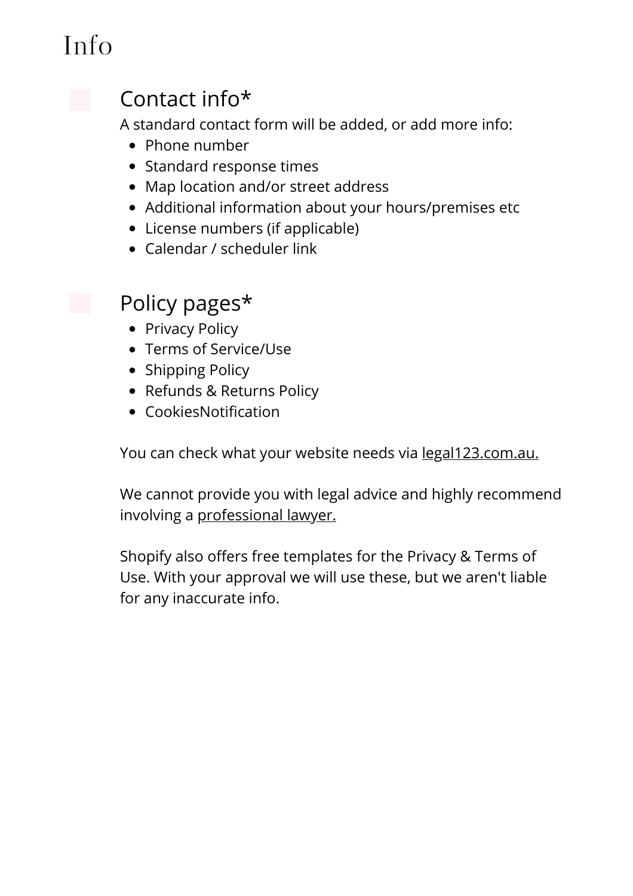# Info

## Contact info*

A standard contact form will be added, or add more info:

- Phone number
- Standard response times
- Map location and/or street address
- Additional information about your hours/premises etc
- License numbers (if applicable)
- Calendar / scheduler link

## Policy pages*

- Privacy Policy
- Terms of Service/Use
- Shipping Policy
- Refunds & Returns Policy
- CookiesNotification

You can check what your website needs via legal123.com.au.

We cannot provide you with legal advice and highly recommend involving a professional lawyer.

Shopify also offers free templates for the Privacy & Terms of Use. With your approval we will use these, but we aren't liable for any inaccurate info.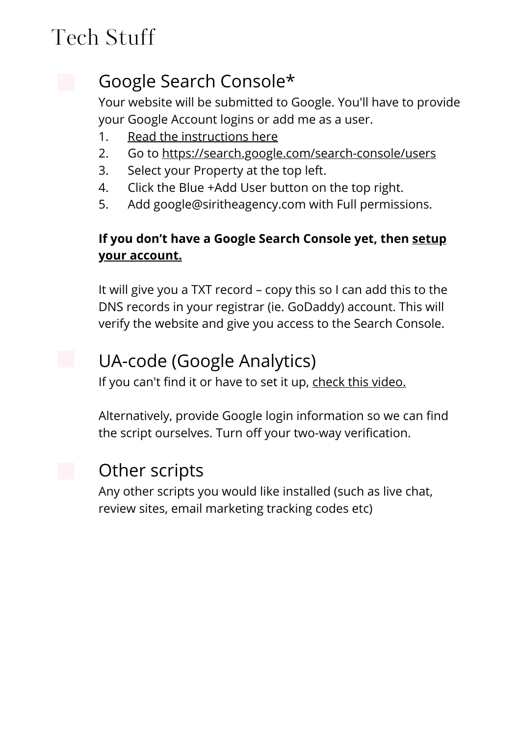# Tech Stuff

## Google Search Console*

Your website will be submitted to Google. You'll have to provide your Google Account logins or add me as a user.

1. Read the instructions here
2. Go to https://search.google.com/search-console/users
3. Select your Property at the top left.
4. Click the Blue +Add User button on the top right.
5. Add google@siritheagency.com with Full permissions.

**If you don't have a Google Search Console yet, then setup your account.**

It will give you a TXT record – copy this so I can add this to the DNS records in your registrar (ie. GoDaddy) account. This will verify the website and give you access to the Search Console.

## UA-code (Google Analytics)

If you can't find it or have to set it up, check this video.

Alternatively, provide Google login information so we can find the script ourselves. Turn off your two-way verification.

## Other scripts

Any other scripts you would like installed (such as live chat, review sites, email marketing tracking codes etc)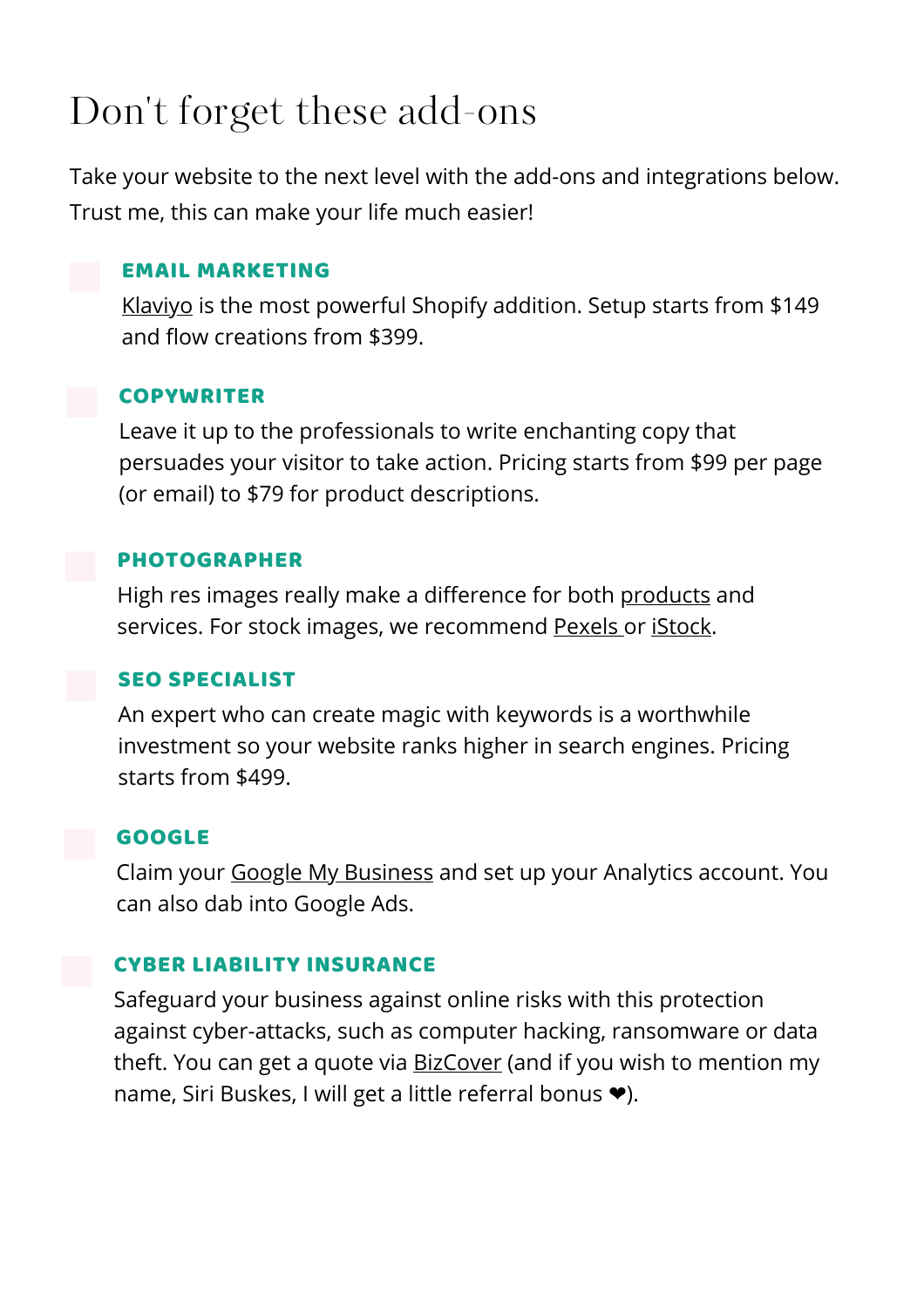# Don't forget these add-ons

Take your website to the next level with the add-ons and integrations below. Trust me, this can make your life much easier!

- **EMAIL MARKETING**

  Klaviyo is the most powerful Shopify addition. Setup starts from $149 and flow creations from $399.

- **COPYWRITER**

  Leave it up to the professionals to write enchanting copy that persuades your visitor to take action. Pricing starts from $99 per page (or email) to $79 for product descriptions.

- **PHOTOGRAPHER**

  High res images really make a difference for both products and services. For stock images, we recommend Pexels or iStock.

- **SEO SPECIALIST**

  An expert who can create magic with keywords is a worthwhile investment so your website ranks higher in search engines. Pricing starts from $499.

- **GOOGLE**

  Claim your Google My Business and set up your Analytics account. You can also dab into Google Ads.

- **CYBER LIABILITY INSURANCE**

  Safeguard your business against online risks with this protection against cyber-attacks, such as computer hacking, ransomware or data theft. You can get a quote via BizCover (and if you wish to mention my name, Siri Buskes, I will get a little referral bonus ❤).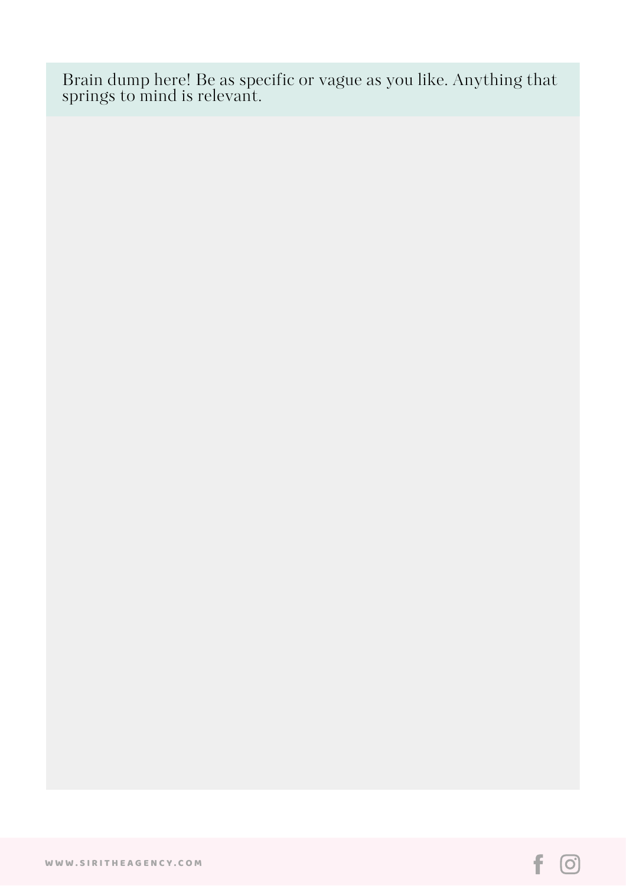Brain dump here! Be as specific or vague as you like. Anything that springs to mind is relevant.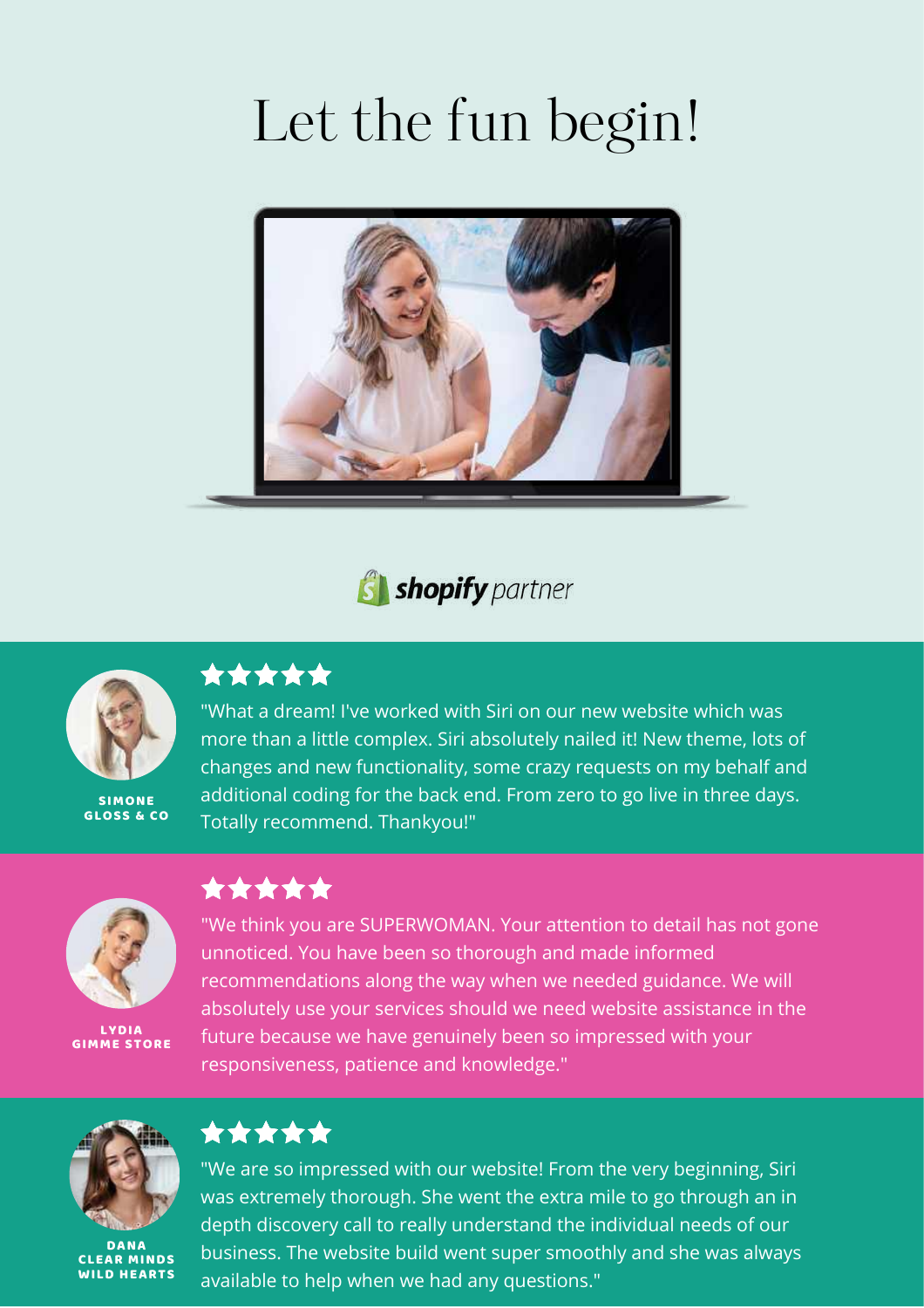# Let the fun begin!

shopify partner

★★★★★

"What a dream! I've worked with Siri on our new website which was more than a little complex. Siri absolutely nailed it! New theme, lots of changes and new functionality, some crazy requests on my behalf and additional coding for the back end. From zero to go live in three days. Totally recommend. Thankyou!"

**SIMONE**
**GLOSS & CO**

★★★★★

"We think you are SUPERWOMAN. Your attention to detail has not gone unnoticed. You have been so thorough and made informed recommendations along the way when we needed guidance. We will absolutely use your services should we need website assistance in the future because we have genuinely been so impressed with your responsiveness, patience and knowledge."

**LYDIA**
**GIMME STORE**

★★★★★

"We are so impressed with our website! From the very beginning, Siri was extremely thorough. She went the extra mile to go through an in depth discovery call to really understand the individual needs of our business. The website build went super smoothly and she was always available to help when we had any questions."

**DANA**
**CLEAR MINDS**
**WILD HEARTS**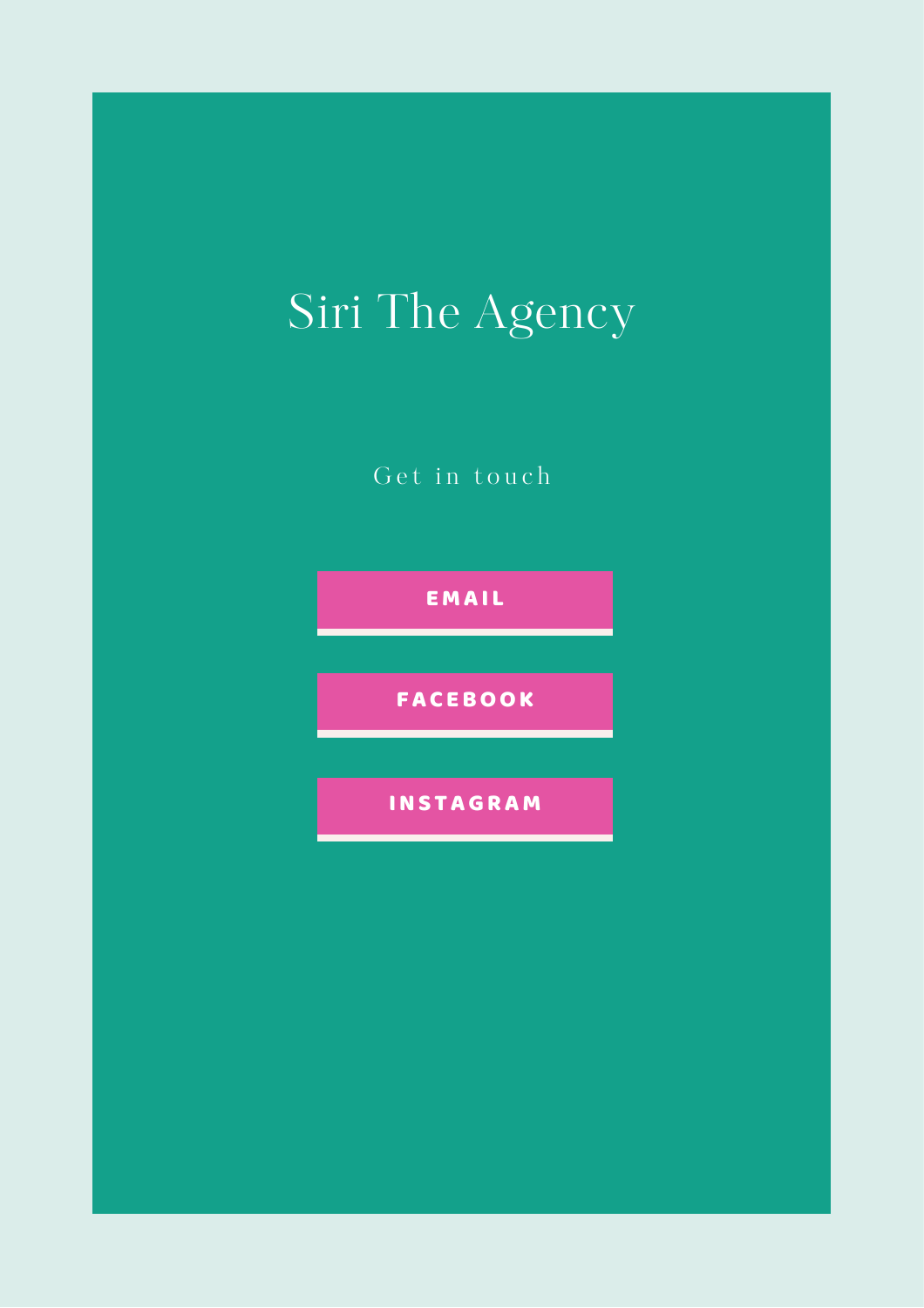# Siri The Agency

Get in touch

**EMAIL**

**FACEBOOK**

**INSTAGRAM**